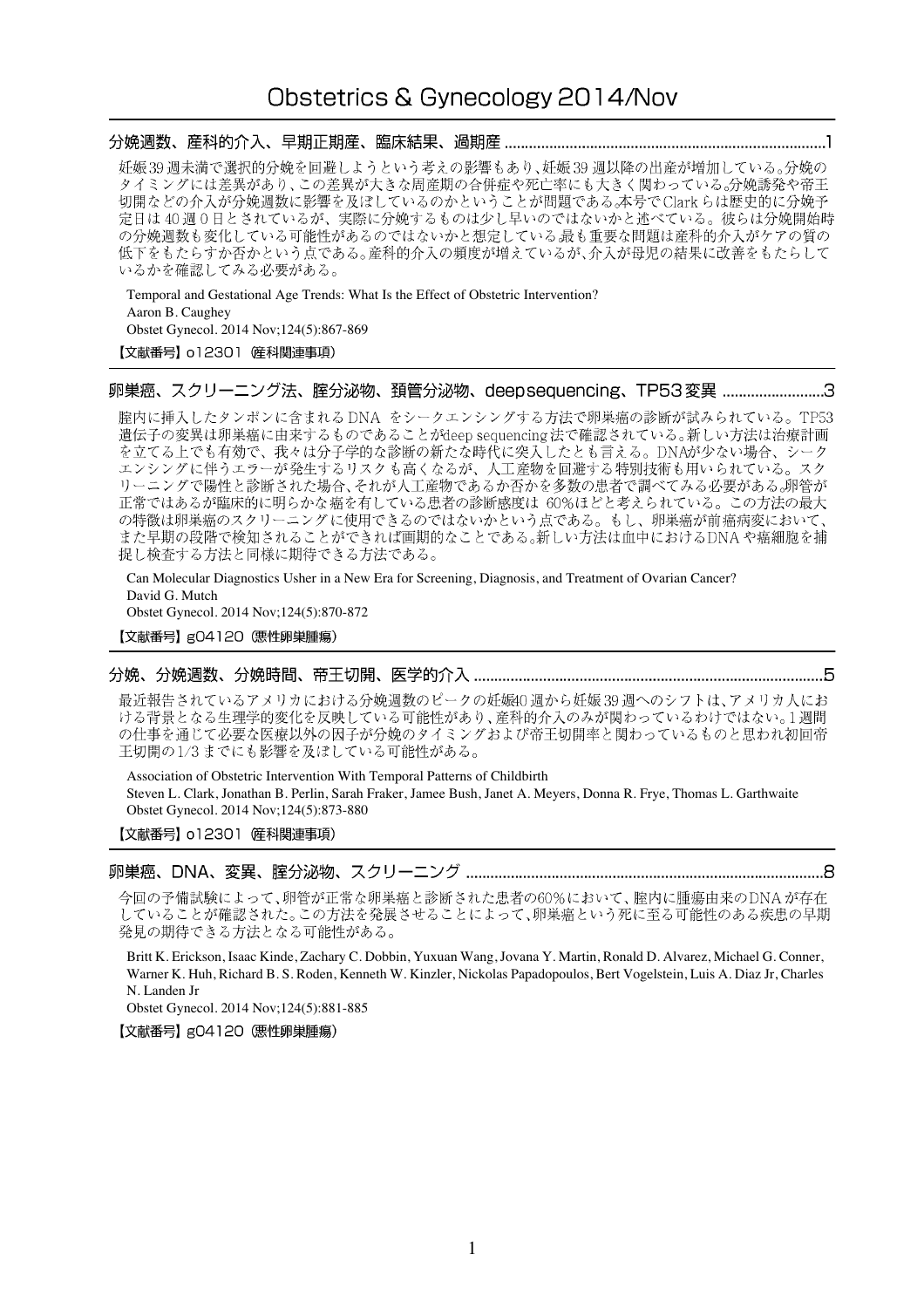# Obstetrics & Gynecology 2014/Nov

## 分娩週数、産科的介入、早期正期産、臨床結果、過期産 ..................................................................................1

妊娠39週未満で選択的分娩を回避しようという考えの影響もあり、妊娠39週以降の出産が増加している。分娩のタイミングには差異があり、この差異が大きな周産期の合併症や死亡率にも大きく関わっている。分娩誘発や帝王切開などの介入が分娩週数に影響を及ぼしているのかということが問題である。本号でClarkらは歴史的に分娩予定日は40週0日とされているが、実際に分娩するものは少し早いのではないかと述べている。彼らは分娩開始時の分娩週数も変化している可能性があるのではないかと想定している。最も重要な問題は産科的介入がケアの質の低下をもたらすか否かという点である。産科的介入の頻度が増えているが、介入が母児の結果に改善をもたらしているかを確認してみる必要がある。

Temporal and Gestational Age Trends: What Is the Effect of Obstetric Intervention?
Aaron B. Caughey
Obstet Gynecol. 2014 Nov;124(5):867-869

【文献番号】o12301 (産科関連事項)

## 卵巣癌、スクリーニング法、膣分泌物、頚管分泌物、deep sequencing、TP53変異 .........................3

膣内に挿入したタンポンに含まれるDNA をシークエンシングする方法で卵巣癌の診断が試みられている。TP53遺伝子の変異は卵巣癌に由来するものであることがdeep sequencing法で確認されている。新しい方法は治療計画を立てる上でも有効で、我々は分子学的な診断の新たな時代に突入したとも言える。DNAが少ない場合、シークエンシングに伴うエラーが発生するリスクも高くなるが、人工産物を回避する特別技術も用いられている。スクリーニングで陽性と診断された場合、それが人工産物であるか否かを多数の患者で調べてみる必要がある。卵管が正常ではあるが臨床的に明らかな癌を有している患者の診断感度は 60%ほどと考えられている。この方法の最大の特徴は卵巣癌のスクリーニングに使用できるのではないかという点である。もし、卵巣癌が前癌病変において、また早期の段階で検知されることができれば画期的なことである。新しい方法は血中におけるDNAや癌細胞を捕捉し検査する方法と同様に期待できる方法である。

Can Molecular Diagnostics Usher in a New Era for Screening, Diagnosis, and Treatment of Ovarian Cancer?
David G. Mutch
Obstet Gynecol. 2014 Nov;124(5):870-872

【文献番号】g04120 (悪性卵巣腫瘍)

## 分娩、分娩週数、分娩時間、帝王切開、医学的介入 ....................................................................................5

最近報告されているアメリカにおける分娩週数のピークの妊娠40週から妊娠39週へのシフトは、アメリカ人における背景となる生理学的変化を反映している可能性があり、産科的介入のみが関わっているわけではない。1週間の仕事を通じて必要な医療以外の因子が分娩のタイミングおよび帝王切開率と関わっているものと思われ初回帝王切開の1/3までにも影響を及ぼしている可能性がある。

Association of Obstetric Intervention With Temporal Patterns of Childbirth
Steven L. Clark, Jonathan B. Perlin, Sarah Fraker, Jamee Bush, Janet A. Meyers, Donna R. Frye, Thomas L. Garthwaite
Obstet Gynecol. 2014 Nov;124(5):873-880

【文献番号】o12301 (産科関連事項)

## 卵巣癌、DNA、変異、膣分泌物、スクリーニング ........................................................................................8

今回の予備試験によって、卵管が正常な卵巣癌と診断された患者の60%において、膣内に腫瘍由来のDNAが存在していることが確認された。この方法を発展させることによって、卵巣癌という死に至る可能性のある疾患の早期発見の期待できる方法となる可能性がある。

Britt K. Erickson, Isaac Kinde, Zachary C. Dobbin, Yuxuan Wang, Jovana Y. Martin, Ronald D. Alvarez, Michael G. Conner, Warner K. Huh, Richard B. S. Roden, Kenneth W. Kinzler, Nickolas Papadopoulos, Bert Vogelstein, Luis A. Diaz Jr, Charles N. Landen Jr
Obstet Gynecol. 2014 Nov;124(5):881-885

【文献番号】g04120 (悪性卵巣腫瘍)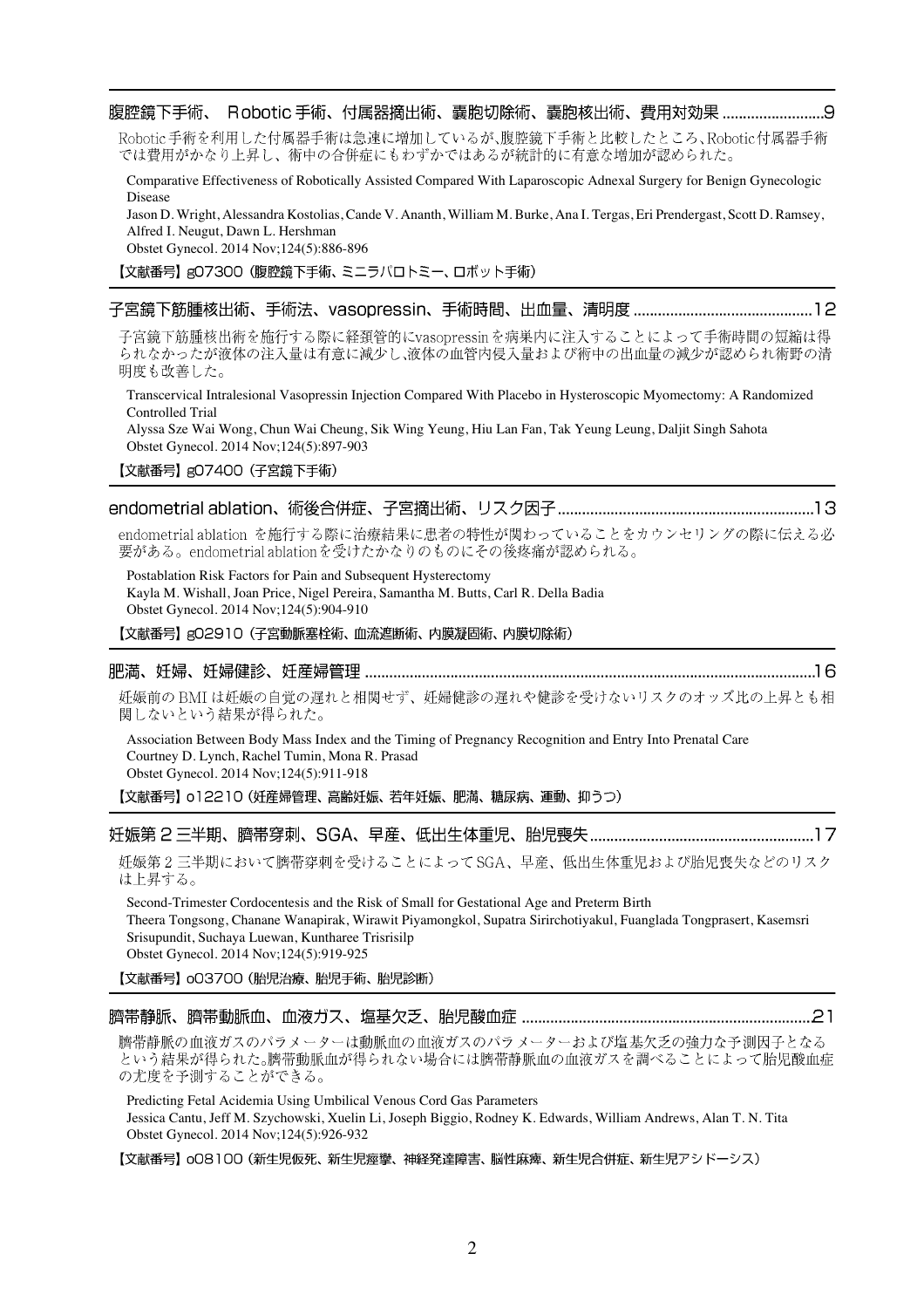## 腹腔鏡下手術、 Robotic 手術、付属器摘出術、嚢胞切除術、嚢胞核出術、費用対効果 .........................9

Robotic 手術を利用した付属器手術は急速に増加しているが,腹腔鏡下手術と比較したところ,Robotic 付属器手術では費用がかなり上昇し、術中の合併症にもわずかではあるが統計的に有意な増加が認められた。

Comparative Effectiveness of Robotically Assisted Compared With Laparoscopic Adnexal Surgery for Benign Gynecologic Disease
Jason D. Wright, Alessandra Kostolias, Cande V. Ananth, William M. Burke, Ana I. Tergas, Eri Prendergast, Scott D. Ramsey, Alfred I. Neugut, Dawn L. Hershman
Obstet Gynecol. 2014 Nov;124(5):886-896

【文献番号】g07300（腹腔鏡下手術、ミニラパロトミー、ロボット手術）

## 子宮鏡下筋腫核出術、手術法、vasopressin、手術時間、出血量、清明度 ...........................................12

子宮鏡下筋腫核出術を施行する際に経頚管的にvasopressin を病巣内に注入することによって手術時間の短縮は得られなかったが液体の注入量は有意に減少し,液体の血管内侵入量および術中の出血量の減少が認められ術野の清明度も改善した。

Transcervical Intralesional Vasopressin Injection Compared With Placebo in Hysteroscopic Myomectomy: A Randomized Controlled Trial
Alyssa Sze Wai Wong, Chun Wai Cheung, Sik Wing Yeung, Hiu Lan Fan, Tak Yeung Leung, Daljit Singh Sahota
Obstet Gynecol. 2014 Nov;124(5):897-903

【文献番号】g07400（子宮鏡下手術）

## endometrial ablation、術後合併症、子宮摘出術、リスク因子..............................................................13

endometrial ablation を施行する際に治療結果に患者の特性が関わっていることをカウンセリングの際に伝える必要がある。endometrial ablationを受けたかなりのものにその後疼痛が認められる。

Postablation Risk Factors for Pain and Subsequent Hysterectomy
Kayla M. Wishall, Joan Price, Nigel Pereira, Samantha M. Butts, Carl R. Della Badia
Obstet Gynecol. 2014 Nov;124(5):904-910

【文献番号】g02910（子宮動脈塞栓術、血流遮断術、内膜凝固術、内膜切除術）

## 肥満、妊婦、妊婦健診、妊産婦管理 ............................................................................................................16

妊娠前の BMI は妊娠の自覚の遅れと相関せず、妊婦健診の遅れや健診を受けないリスクのオッズ比の上昇とも相関しないという結果が得られた。

Association Between Body Mass Index and the Timing of Pregnancy Recognition and Entry Into Prenatal Care
Courtney D. Lynch, Rachel Tumin, Mona R. Prasad
Obstet Gynecol. 2014 Nov;124(5):911-918

【文献番号】o12210（妊産婦管理、高齢妊娠、若年妊娠、肥満、糖尿病、運動、抑うつ）

## 妊娠第 2 三半期、臍帯穿刺、SGA、早産、低出生体重児、胎児喪失......................................................17

妊娠第 2 三半期において臍帯穿刺を受けることによってSGA、早産、低出生体重児および胎児喪失などのリスクは上昇する。

Second-Trimester Cordocentesis and the Risk of Small for Gestational Age and Preterm Birth
Theera Tongsong, Chanane Wanapirak, Wirawit Piyamongkol, Supatra Sirirchotiyakul, Fuanglada Tongprasert, Kasemsri Srisupundit, Suchaya Luewan, Kuntharee Trisrisilp
Obstet Gynecol. 2014 Nov;124(5):919-925

【文献番号】o03700（胎児治療、胎児手術、胎児診断）

## 臍帯静脈、臍帯動脈血、血液ガス、塩基欠乏、胎児酸血症 .....................................................................21

臍帯静脈の血液ガスのパラメーターは動脈血の血液ガスのパラメーターおよび塩基欠乏の強力な予測因子となるという結果が得られた。臍帯動脈血が得られない場合には臍帯静脈血の血液ガスを調べることによって胎児酸血症の尤度を予測することができる。

Predicting Fetal Acidemia Using Umbilical Venous Cord Gas Parameters
Jessica Cantu, Jeff M. Szychowski, Xuelin Li, Joseph Biggio, Rodney K. Edwards, William Andrews, Alan T. N. Tita
Obstet Gynecol. 2014 Nov;124(5):926-932

【文献番号】o08100（新生児仮死、新生児痙攣、神経発達障害、脳性麻痺、新生児合併症、新生児アシドーシス）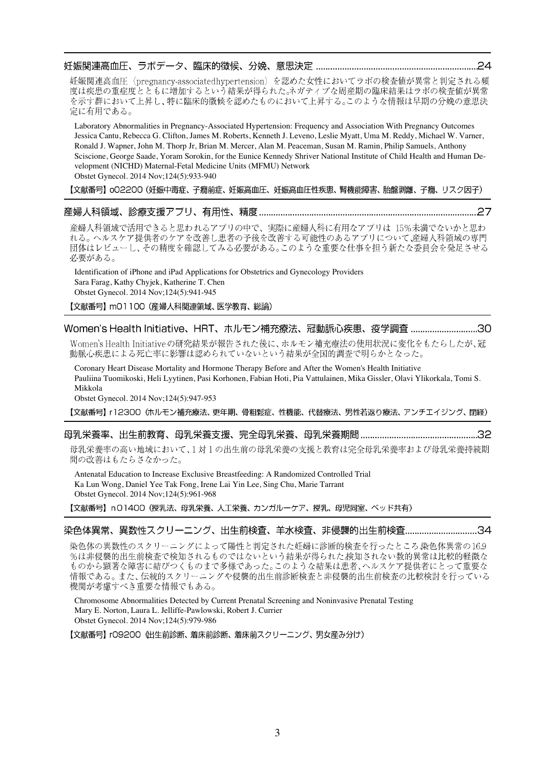## 妊娠関連高血圧、ラボデータ、臨床的徴候、分娩、意思決定 ....................24

妊娠関連高血圧（pregnancy-associatedhypertension）を認めた女性においてラボの検査値が異常と判定される頻度は疾患の重症度とともに増加するという結果が得られた。ネガティブな周産期の臨床結果はラボの検査値が異常を示す群において上昇し、特に臨床的徴候を認めたものにおいて上昇する。このような情報は早期の分娩の意思決定に有用である。

Laboratory Abnormalities in Pregnancy-Associated Hypertension: Frequency and Association With Pregnancy Outcomes
Jessica Cantu, Rebecca G. Clifton, James M. Roberts, Kenneth J. Leveno, Leslie Myatt, Uma M. Reddy, Michael W. Varner, Ronald J. Wapner, John M. Thorp Jr, Brian M. Mercer, Alan M. Peaceman, Susan M. Ramin, Philip Samuels, Anthony Sciscione, George Saade, Yoram Sorokin, for the Eunice Kennedy Shriver National Institute of Child Health and Human Development (NICHD) Maternal-Fetal Medicine Units (MFMU) Network
Obstet Gynecol. 2014 Nov;124(5):933-940

【文献番号】o02200（妊娠中毒症、子癇前症、妊娠高血圧、妊娠高血圧性疾患、腎機能障害、胎盤剥離、子癇、リスク因子）

## 産婦人科領域、診療支援アプリ、有用性、精度 ....................27

産婦人科領域で活用できると思われるアプリの中で、実際に産婦人科に有用なアプリは 15%未満でないかと思われる。ヘルスケア提供者のケアを改善し患者の予後を改善する可能性のあるアプリについて、産婦人科領域の専門団体はレビューし、その精度を確認してみる必要がある。このような重要な仕事を担う新たな委員会を発足させる必要がある。

Identification of iPhone and iPad Applications for Obstetrics and Gynecology Providers
Sara Farag, Kathy Chyjek, Katherine T. Chen
Obstet Gynecol. 2014 Nov;124(5):941-945

【文献番号】m01100（産婦人科関連領域、医学教育、総論）

## Women's Health Initiative、HRT、ホルモン補充療法、冠動脈心疾患、疫学調査 ....................30

Women's Health Initiativeの研究結果が報告された後に、ホルモン補充療法の使用状況に変化をもたらしたが、冠動脈心疾患による死亡率に影響は認められていないという結果が全国的調査で明らかとなった。

Coronary Heart Disease Mortality and Hormone Therapy Before and After the Women's Health Initiative
Pauliina Tuomikoski, Heli Lyytinen, Pasi Korhonen, Fabian Hoti, Pia Vattulainen, Mika Gissler, Olavi Ylikorkala, Tomi S. Mikkola
Obstet Gynecol. 2014 Nov;124(5):947-953

【文献番号】r12300（ホルモン補充療法、更年期、骨粗鬆症、性機能、代替療法、男性若返り療法、アンチエイジング、閉経）

## 母乳栄養率、出生前教育、母乳栄養支援、完全母乳栄養、母乳栄養期間 ....................32

母乳栄養率の高い地域において、1 対 1 の出生前の母乳栄養の支援と教育は完全母乳栄養率および母乳栄養持続期間の改善はもたらさなかった。

Antenatal Education to Increase Exclusive Breastfeeding: A Randomized Controlled Trial
Ka Lun Wong, Daniel Yee Tak Fong, Irene Lai Yin Lee, Sing Chu, Marie Tarrant
Obstet Gynecol. 2014 Nov;124(5):961-968

【文献番号】n01400（授乳法、母乳栄養、人工栄養、カンガルーケア、授乳、母児同室、ベッド共有）

## 染色体異常、異数性スクリーニング、出生前検査、羊水検査、非侵襲的出生前検査....................34

染色体の異数性のスクリーニングによって陽性と判定された妊婦に診断的検査を行ったところ染色体異常の16.9%は非侵襲的出生前検査で検知されるものではないという結果が得られた。検知されない数的異常は比較的軽微なものから顕著な障害に結びつくものまで多様であった。このような結果は患者、ヘルスケア提供者にとって重要な情報である。また、伝統的スクリーニングや侵襲的出生前診断検査と非侵襲的出生前検査の比較検討を行っている機関が考慮すべき重要な情報でもある。

Chromosome Abnormalities Detected by Current Prenatal Screening and Noninvasive Prenatal Testing
Mary E. Norton, Laura L. Jelliffe-Pawlowski, Robert J. Currier
Obstet Gynecol. 2014 Nov;124(5):979-986

【文献番号】r09200（出生前診断、着床前診断、着床前スクリーニング、男女産み分け）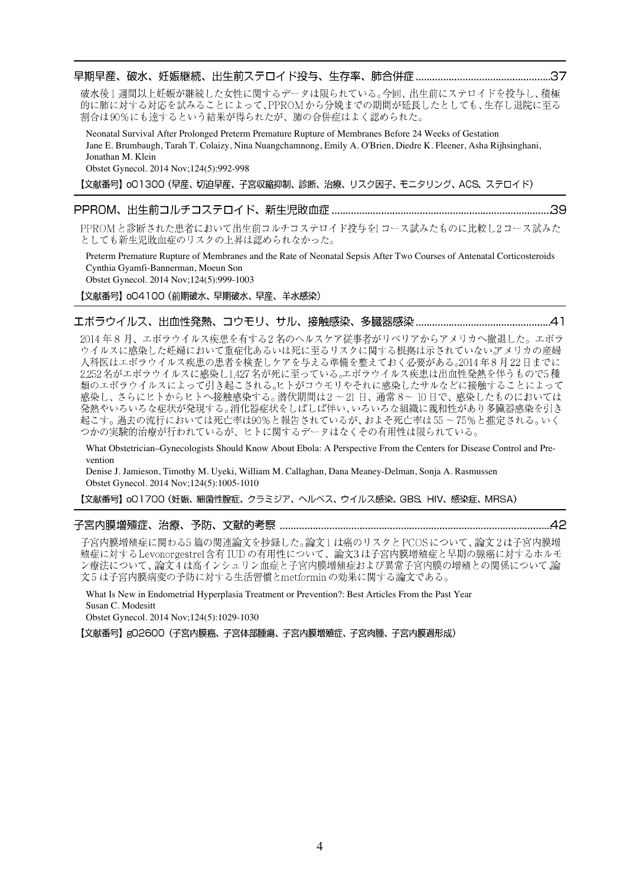## 早期早産、破水、妊娠継続、出生前ステロイド投与、生存率、肺合併症 ....37

破水後1週間以上妊娠が継続した女性に関するデータは限られている。今回、出生前にステロイドを投与し、積極的に肺に対する対応を試みることによって、PPROMから分娩までの期間が延長したとしても、生存し退院に至る割合は90%にも達するという結果が得られたが、肺の合併症はよく認められた。

Neonatal Survival After Prolonged Preterm Premature Rupture of Membranes Before 24 Weeks of Gestation
Jane E. Brumbaugh, Tarah T. Colaizy, Nina Nuangchamnong, Emily A. O'Brien, Diedre K. Fleener, Asha Rijhsinghani, Jonathan M. Klein
Obstet Gynecol. 2014 Nov;124(5):992-998

【文献番号】o01300（早産、切迫早産、子宮収縮抑制、診断、治療、リスク因子、モニタリング、ACS、ステロイド）

## PPROM、出生前コルチコステロイド、新生児敗血症 ....39

PPROMと診断された患者において出生前コルチコステロイド投与を1コース試みたものに比較し2コース試みたとしても新生児敗血症のリスクの上昇は認められなかった。

Preterm Premature Rupture of Membranes and the Rate of Neonatal Sepsis After Two Courses of Antenatal Corticosteroids
Cynthia Gyamfi-Bannerman, Moeun Son
Obstet Gynecol. 2014 Nov;124(5):999-1003

【文献番号】o04100（前期破水、早期破水、早産、羊水感染）

## エボラウイルス、出血性発熱、コウモリ、サル、接触感染、多臓器感染 ....41

2014年8月、エボラウイルス疾患を有する2名のヘルスケア従事者がリベリアからアメリカへ撤退した。エボラウイルスに感染した妊婦において重症化あるいは死に至るリスクに関する根拠は示されていない。アメリカの産婦人科医はエボラウイルス疾患の患者を検査しケアを与える準備を整えておく必要がある。2014年8月22日までに2,252名がエボラウイルスに感染し1,427名が死に至っている。エボラウイルス疾患は出血性発熱を伴うもので5種類のエボラウイルスによって引き起こされる。ヒトがコウモリやそれに感染したサルなどに接触することによって感染し、さらにヒトからヒトへ接触感染する。潜伏期間は2～21日、通常8～10日で、感染したものにおいては発熱やいろいろな症状が発現する。消化器症状をしばしば伴い、いろいろな組織に親和性があり多臓器感染を引き起こす。過去の流行においては死亡率は90%と報告されているが、およそ死亡率は55～75%と推定される。いくつかの実験的治療が行われているが、ヒトに関するデータはなくその有用性は限られている。

What Obstetrician–Gynecologists Should Know About Ebola: A Perspective From the Centers for Disease Control and Prevention
Denise J. Jamieson, Timothy M. Uyeki, William M. Callaghan, Dana Meaney-Delman, Sonja A. Rasmussen
Obstet Gynecol. 2014 Nov;124(5):1005-1010

【文献番号】o01700（妊娠、細菌性腟症、クラミジア、ヘルペス、ウイルス感染、GBS、HIV、感染症、MRSA）

## 子宮内膜増殖症、治療、予防、文献的考察 ....42

子宮内膜増殖症に関わる5篇の関連論文を抄録した。論文1は癌のリスクとPCOSについて、論文2は子宮内膜増殖症に対するLevonorgestrel含有IUDの有用性について、論文3は子宮内膜増殖症と早期の腺癌に対するホルモン療法について、論文4は高インシュリン血症と子宮内膜増殖症および異常子宮内膜の増殖との関係について論文5は子宮内膜病変の予防に対する生活習慣とmetforminの効果に関する論文である。

What Is New in Endometrial Hyperplasia Treatment or Prevention?: Best Articles From the Past Year
Susan C. Modesitt
Obstet Gynecol. 2014 Nov;124(5):1029-1030

【文献番号】g02600（子宮内膜癌、子宮体部腫瘍、子宮内膜増殖症、子宮肉腫、子宮内膜過形成）